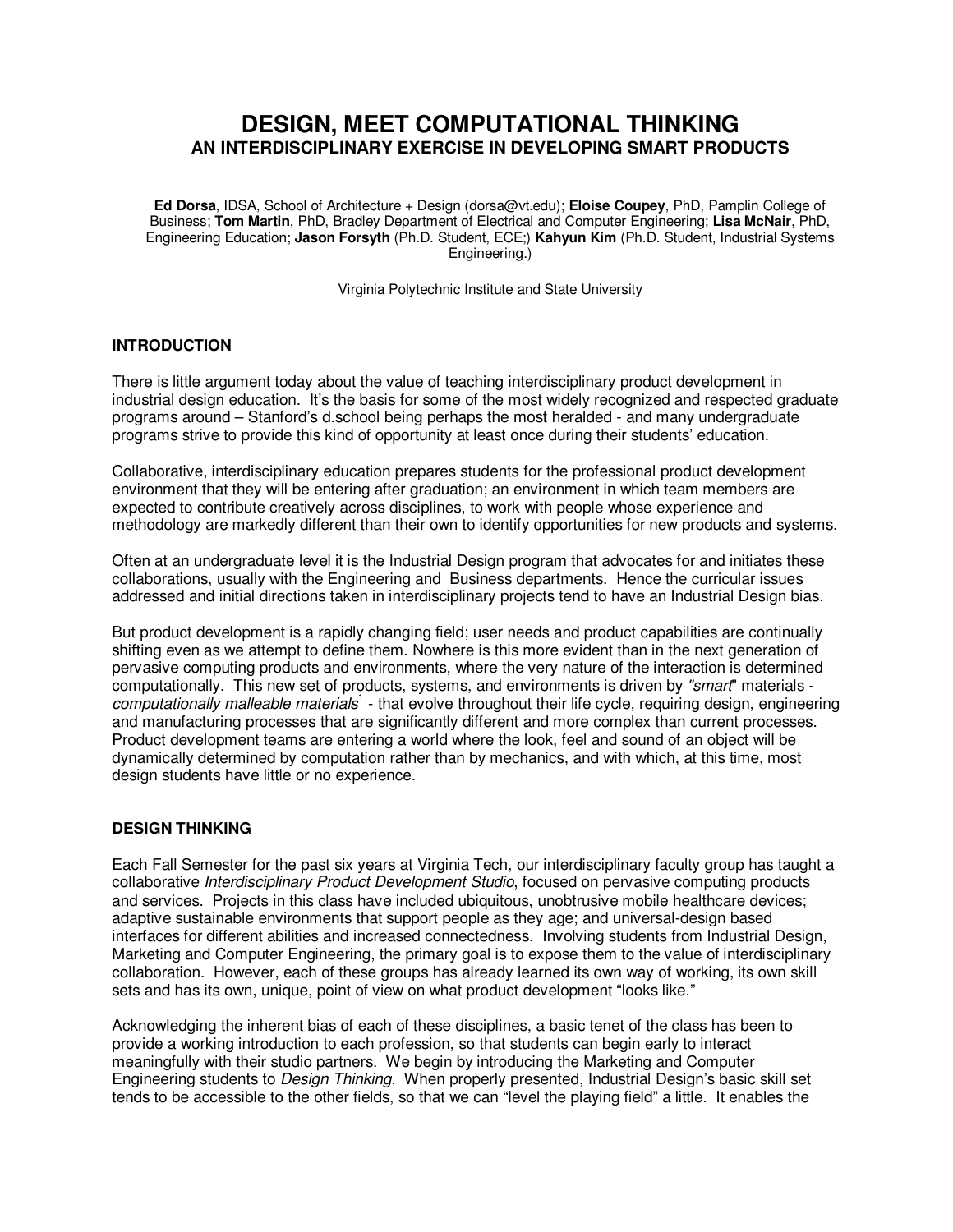# DESIGN, MEET COMPUTATIONAL THINKING
## AN INTERDISCIPLINARY EXERCISE IN DEVELOPING SMART PRODUCTS

**Ed Dorsa**, IDSA, School of Architecture + Design (dorsa@vt.edu); **Eloise Coupey**, PhD, Pamplin College of Business; **Tom Martin**, PhD, Bradley Department of Electrical and Computer Engineering; **Lisa McNair**, PhD, Engineering Education; **Jason Forsyth** (Ph.D. Student, ECE;) **Kahyun Kim** (Ph.D. Student, Industrial Systems Engineering.)

Virginia Polytechnic Institute and State University

### INTRODUCTION

There is little argument today about the value of teaching interdisciplinary product development in industrial design education. It's the basis for some of the most widely recognized and respected graduate programs around – Stanford's d.school being perhaps the most heralded - and many undergraduate programs strive to provide this kind of opportunity at least once during their students' education.

Collaborative, interdisciplinary education prepares students for the professional product development environment that they will be entering after graduation; an environment in which team members are expected to contribute creatively across disciplines, to work with people whose experience and methodology are markedly different than their own to identify opportunities for new products and systems.

Often at an undergraduate level it is the Industrial Design program that advocates for and initiates these collaborations, usually with the Engineering and Business departments. Hence the curricular issues addressed and initial directions taken in interdisciplinary projects tend to have an Industrial Design bias.

But product development is a rapidly changing field; user needs and product capabilities are continually shifting even as we attempt to define them. Nowhere is this more evident than in the next generation of pervasive computing products and environments, where the very nature of the interaction is determined computationally. This new set of products, systems, and environments is driven by *"smart"* materials - *computationally malleable materials*[1] - that evolve throughout their life cycle, requiring design, engineering and manufacturing processes that are significantly different and more complex than current processes. Product development teams are entering a world where the look, feel and sound of an object will be dynamically determined by computation rather than by mechanics, and with which, at this time, most design students have little or no experience.

### DESIGN THINKING

Each Fall Semester for the past six years at Virginia Tech, our interdisciplinary faculty group has taught a collaborative *Interdisciplinary Product Development Studio*, focused on pervasive computing products and services. Projects in this class have included ubiquitous, unobtrusive mobile healthcare devices; adaptive sustainable environments that support people as they age; and universal-design based interfaces for different abilities and increased connectedness. Involving students from Industrial Design, Marketing and Computer Engineering, the primary goal is to expose them to the value of interdisciplinary collaboration. However, each of these groups has already learned its own way of working, its own skill sets and has its own, unique, point of view on what product development "looks like."

Acknowledging the inherent bias of each of these disciplines, a basic tenet of the class has been to provide a working introduction to each profession, so that students can begin early to interact meaningfully with their studio partners. We begin by introducing the Marketing and Computer Engineering students to *Design Thinking.* When properly presented, Industrial Design's basic skill set tends to be accessible to the other fields, so that we can "level the playing field" a little. It enables the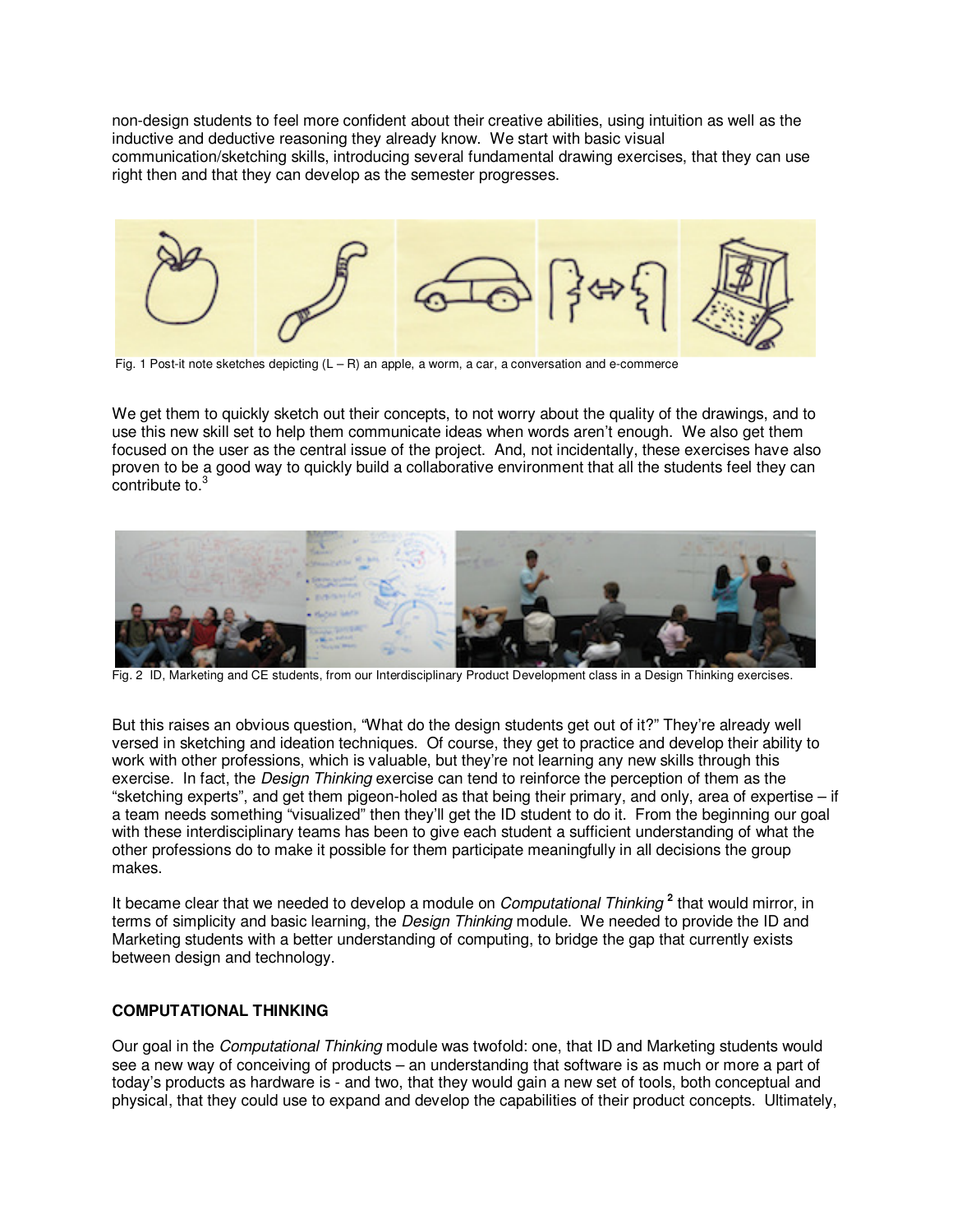non-design students to feel more confident about their creative abilities, using intuition as well as the inductive and deductive reasoning they already know. We start with basic visual communication/sketching skills, introducing several fundamental drawing exercises, that they can use right then and that they can develop as the semester progresses.

Fig. 1 Post-it note sketches depicting (L – R) an apple, a worm, a car, a conversation and e-commerce

We get them to quickly sketch out their concepts, to not worry about the quality of the drawings, and to use this new skill set to help them communicate ideas when words aren't enough. We also get them focused on the user as the central issue of the project. And, not incidentally, these exercises have also proven to be a good way to quickly build a collaborative environment that all the students feel they can contribute to.[3]

Fig. 2 ID, Marketing and CE students, from our Interdisciplinary Product Development class in a Design Thinking exercises.

But this raises an obvious question, "What do the design students get out of it?" They're already well versed in sketching and ideation techniques. Of course, they get to practice and develop their ability to work with other professions, which is valuable, but they're not learning any new skills through this exercise. In fact, the *Design Thinking* exercise can tend to reinforce the perception of them as the "sketching experts", and get them pigeon-holed as that being their primary, and only, area of expertise – if a team needs something "visualized" then they'll get the ID student to do it. From the beginning our goal with these interdisciplinary teams has been to give each student a sufficient understanding of what the other professions do to make it possible for them participate meaningfully in all decisions the group makes.

It became clear that we needed to develop a module on *Computational Thinking* [2] that would mirror, in terms of simplicity and basic learning, the *Design Thinking* module. We needed to provide the ID and Marketing students with a better understanding of computing, to bridge the gap that currently exists between design and technology.

## COMPUTATIONAL THINKING

Our goal in the *Computational Thinking* module was twofold: one, that ID and Marketing students would see a new way of conceiving of products – an understanding that software is as much or more a part of today's products as hardware is - and two, that they would gain a new set of tools, both conceptual and physical, that they could use to expand and develop the capabilities of their product concepts. Ultimately,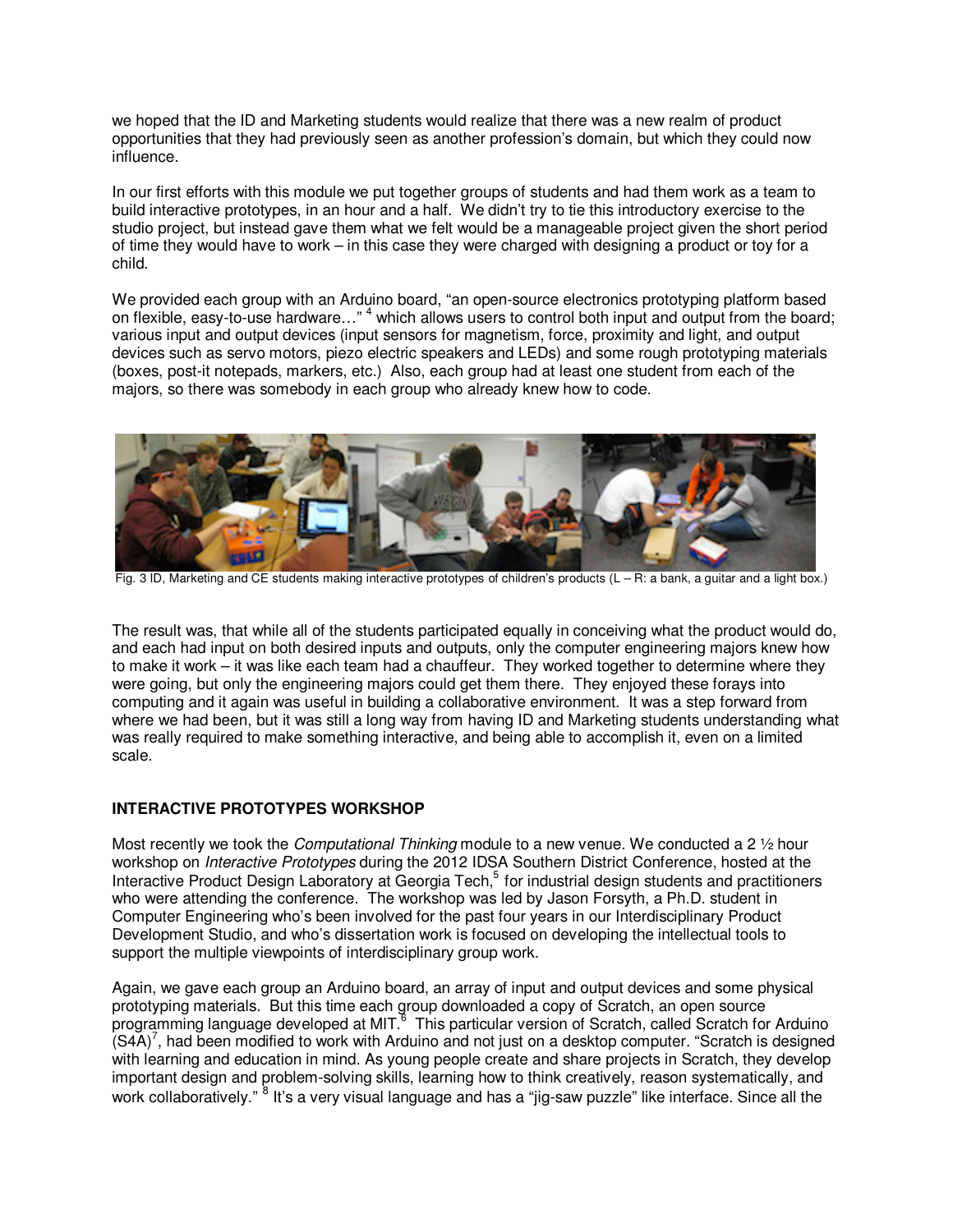we hoped that the ID and Marketing students would realize that there was a new realm of product opportunities that they had previously seen as another profession's domain, but which they could now influence.

In our first efforts with this module we put together groups of students and had them work as a team to build interactive prototypes, in an hour and a half. We didn't try to tie this introductory exercise to the studio project, but instead gave them what we felt would be a manageable project given the short period of time they would have to work – in this case they were charged with designing a product or toy for a child.

We provided each group with an Arduino board, "an open-source electronics prototyping platform based on flexible, easy-to-use hardware…" [4] which allows users to control both input and output from the board; various input and output devices (input sensors for magnetism, force, proximity and light, and output devices such as servo motors, piezo electric speakers and LEDs) and some rough prototyping materials (boxes, post-it notepads, markers, etc.) Also, each group had at least one student from each of the majors, so there was somebody in each group who already knew how to code.

Fig. 3 ID, Marketing and CE students making interactive prototypes of children's products (L – R: a bank, a guitar and a light box.)

The result was, that while all of the students participated equally in conceiving what the product would do, and each had input on both desired inputs and outputs, only the computer engineering majors knew how to make it work – it was like each team had a chauffeur. They worked together to determine where they were going, but only the engineering majors could get them there. They enjoyed these forays into computing and it again was useful in building a collaborative environment. It was a step forward from where we had been, but it was still a long way from having ID and Marketing students understanding what was really required to make something interactive, and being able to accomplish it, even on a limited scale.

## INTERACTIVE PROTOTYPES WORKSHOP

Most recently we took the *Computational Thinking* module to a new venue. We conducted a 2 ½ hour workshop on *Interactive Prototypes* during the 2012 IDSA Southern District Conference, hosted at the Interactive Product Design Laboratory at Georgia Tech,[5] for industrial design students and practitioners who were attending the conference. The workshop was led by Jason Forsyth, a Ph.D. student in Computer Engineering who's been involved for the past four years in our Interdisciplinary Product Development Studio, and who's dissertation work is focused on developing the intellectual tools to support the multiple viewpoints of interdisciplinary group work.

Again, we gave each group an Arduino board, an array of input and output devices and some physical prototyping materials. But this time each group downloaded a copy of Scratch, an open source programming language developed at MIT.[6] This particular version of Scratch, called Scratch for Arduino (S4A)[7], had been modified to work with Arduino and not just on a desktop computer. "Scratch is designed with learning and education in mind. As young people create and share projects in Scratch, they develop important design and problem-solving skills, learning how to think creatively, reason systematically, and work collaboratively." [8] It's a very visual language and has a "jig-saw puzzle" like interface. Since all the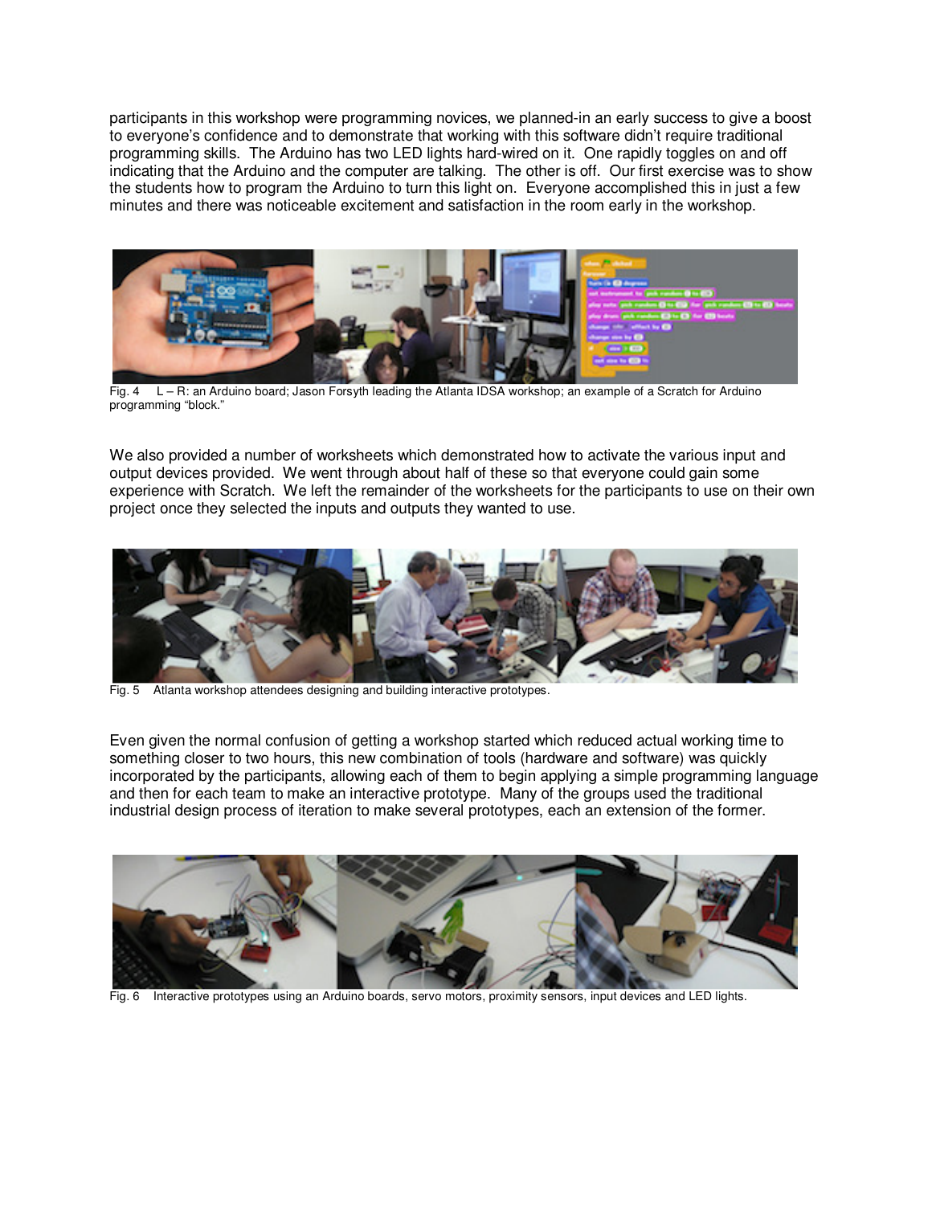participants in this workshop were programming novices, we planned-in an early success to give a boost to everyone's confidence and to demonstrate that working with this software didn't require traditional programming skills. The Arduino has two LED lights hard-wired on it. One rapidly toggles on and off indicating that the Arduino and the computer are talking. The other is off. Our first exercise was to show the students how to program the Arduino to turn this light on. Everyone accomplished this in just a few minutes and there was noticeable excitement and satisfaction in the room early in the workshop.

Fig. 4 L – R: an Arduino board; Jason Forsyth leading the Atlanta IDSA workshop; an example of a Scratch for Arduino programming "block."

We also provided a number of worksheets which demonstrated how to activate the various input and output devices provided. We went through about half of these so that everyone could gain some experience with Scratch. We left the remainder of the worksheets for the participants to use on their own project once they selected the inputs and outputs they wanted to use.

Fig. 5 Atlanta workshop attendees designing and building interactive prototypes.

Even given the normal confusion of getting a workshop started which reduced actual working time to something closer to two hours, this new combination of tools (hardware and software) was quickly incorporated by the participants, allowing each of them to begin applying a simple programming language and then for each team to make an interactive prototype. Many of the groups used the traditional industrial design process of iteration to make several prototypes, each an extension of the former.

Fig. 6 Interactive prototypes using an Arduino boards, servo motors, proximity sensors, input devices and LED lights.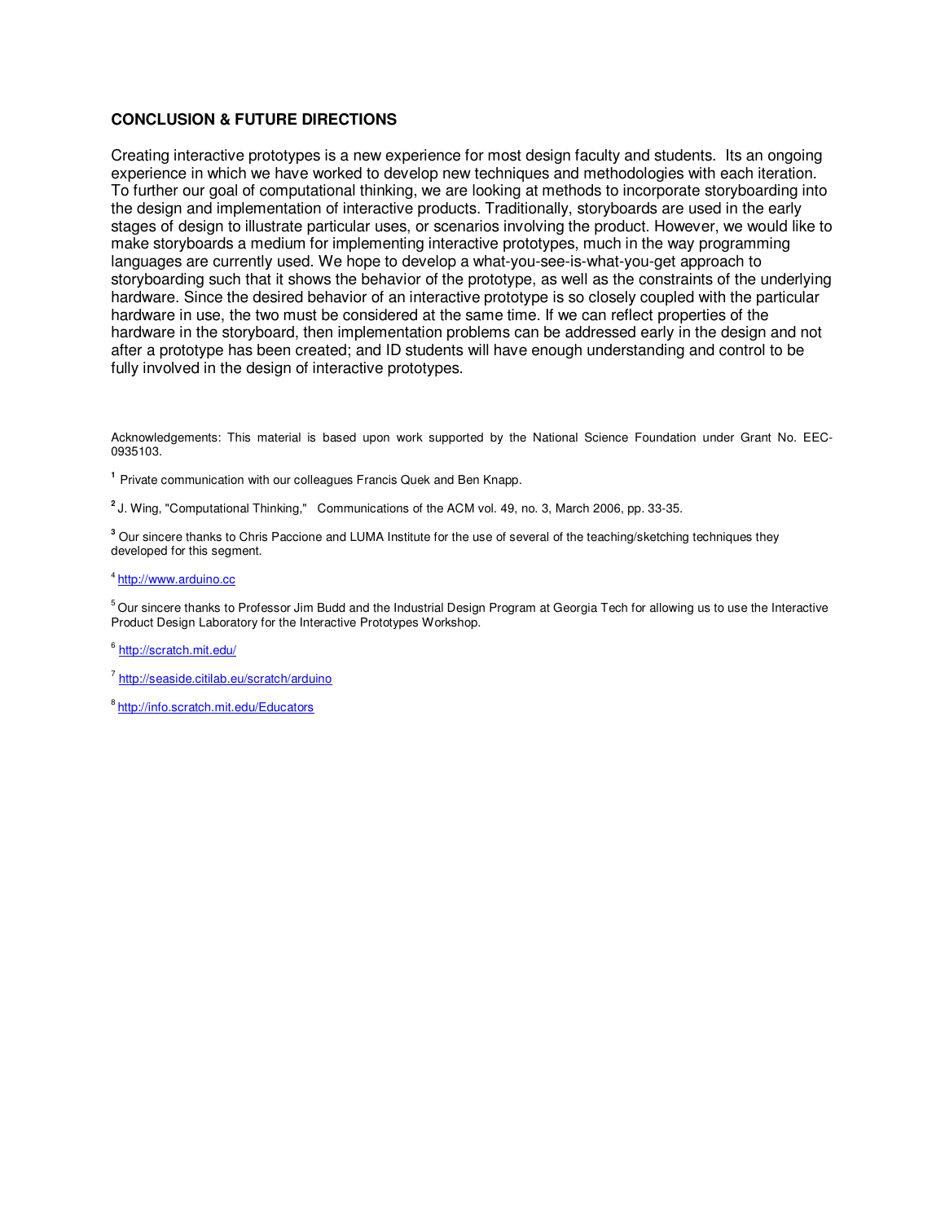## CONCLUSION & FUTURE DIRECTIONS

Creating interactive prototypes is a new experience for most design faculty and students. Its an ongoing experience in which we have worked to develop new techniques and methodologies with each iteration. To further our goal of computational thinking, we are looking at methods to incorporate storyboarding into the design and implementation of interactive products. Traditionally, storyboards are used in the early stages of design to illustrate particular uses, or scenarios involving the product. However, we would like to make storyboards a medium for implementing interactive prototypes, much in the way programming languages are currently used. We hope to develop a what-you-see-is-what-you-get approach to storyboarding such that it shows the behavior of the prototype, as well as the constraints of the underlying hardware. Since the desired behavior of an interactive prototype is so closely coupled with the particular hardware in use, the two must be considered at the same time. If we can reflect properties of the hardware in the storyboard, then implementation problems can be addressed early in the design and not after a prototype has been created; and ID students will have enough understanding and control to be fully involved in the design of interactive prototypes.

Acknowledgements: This material is based upon work supported by the National Science Foundation under Grant No. EEC-0935103.

[1] Private communication with our colleagues Francis Quek and Ben Knapp.

[2] J. Wing, "Computational Thinking," Communications of the ACM vol. 49, no. 3, March 2006, pp. 33-35.

[3] Our sincere thanks to Chris Paccione and LUMA Institute for the use of several of the teaching/sketching techniques they developed for this segment.

[4] http://www.arduino.cc

[5] Our sincere thanks to Professor Jim Budd and the Industrial Design Program at Georgia Tech for allowing us to use the Interactive Product Design Laboratory for the Interactive Prototypes Workshop.

[6] http://scratch.mit.edu/

[7] http://seaside.citilab.eu/scratch/arduino

[8] http://info.scratch.mit.edu/Educators